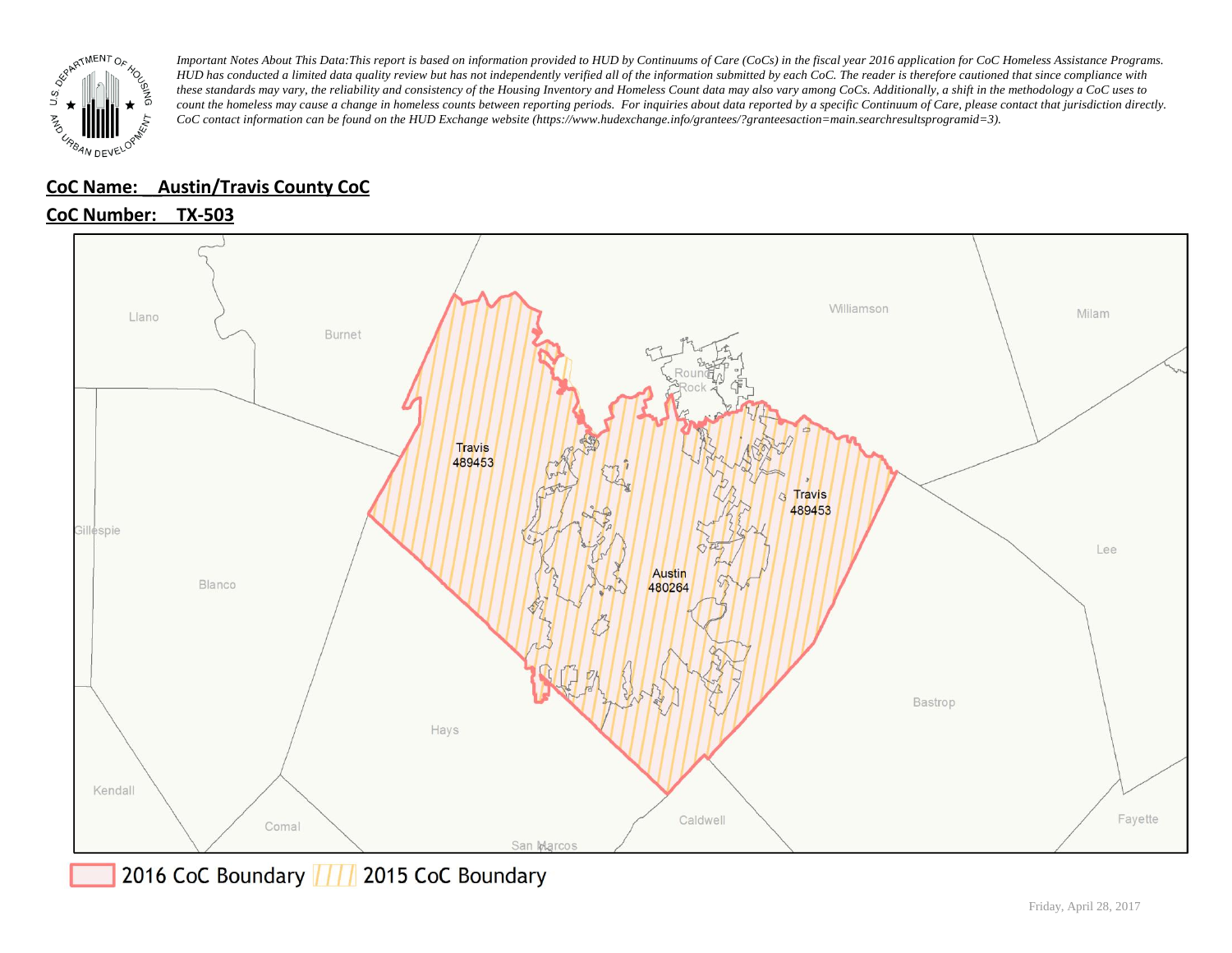*Important Notes About This Data:This report is based on information provided to HUD by Continuums of Care (CoCs) in the fiscal year 2016 application for CoC Homeless Assistance Programs. HUD has conducted a limited data quality review but has not independently verified all of the information submitted by each CoC. The reader is therefore cautioned that since compliance with these standards may vary, the reliability and consistency of the Housing Inventory and Homeless Count data may also vary among CoCs. Additionally, a shift in the methodology a CoC uses to count the homeless may cause a change in homeless counts between reporting periods. For inquiries about data reported by a specific Continuum of Care, please contact that jurisdiction directly. CoC contact information can be found on the HUD Exchange website (https://www.hudexchange.info/grantees/?granteesaction=main.searchresultsprogramid=3).*

**CoC Name: Austin/Travis County CoC**

**CoC Number: TX-503**

Llano, Burnet, Williamson, Milam, Round Rock, Travis 489453, Travis 489453, Gillespie, Lee, Blanco, Austin 480264, Bastrop, Hays, Kendall, Caldwell, Fayette, Comal, San Marcos

2016 CoC Boundary | 2015 CoC Boundary

Friday, April 28, 2017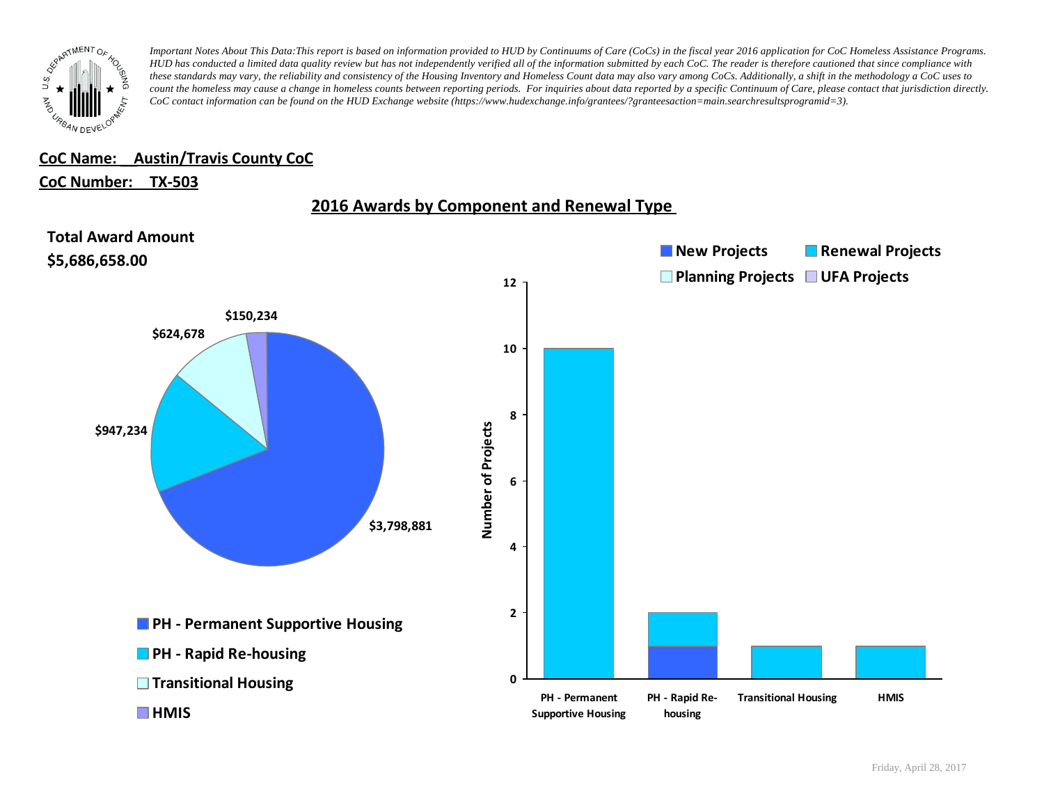*Important Notes About This Data:This report is based on information provided to HUD by Continuums of Care (CoCs) in the fiscal year 2016 application for CoC Homeless Assistance Programs. HUD has conducted a limited data quality review but has not independently verified all of the information submitted by each CoC. The reader is therefore cautioned that since compliance with these standards may vary, the reliability and consistency of the Housing Inventory and Homeless Count data may also vary among CoCs. Additionally, a shift in the methodology a CoC uses to count the homeless may cause a change in homeless counts between reporting periods. For inquiries about data reported by a specific Continuum of Care, please contact that jurisdiction directly. CoC contact information can be found on the HUD Exchange website (https://www.hudexchange.info/grantees/?granteesaction=main.searchresultsprogramid=3).*

**CoC Name: Austin/Travis County CoC**

**CoC Number: TX-503**

## 2016 Awards by Component and Renewal Type

**Total Award Amount**
**$5,686,658.00**

| Component | Award Amount |
|---|---|
| PH - Permanent Supportive Housing | $3,798,881 |
| PH - Rapid Re-housing | $947,234 |
| Transitional Housing | $624,678 |
| HMIS | $150,234 |

| Component | New Projects | Renewal Projects | Planning Projects | UFA Projects |
|---|---|---|---|---|
| PH - Permanent Supportive Housing | 0 | 10 | 0 | 0 |
| PH - Rapid Re-housing | 1 | 1 | 0 | 0 |
| Transitional Housing | 0 | 1 | 0 | 0 |
| HMIS | 0 | 1 | 0 | 0 |

Friday, April 28, 2017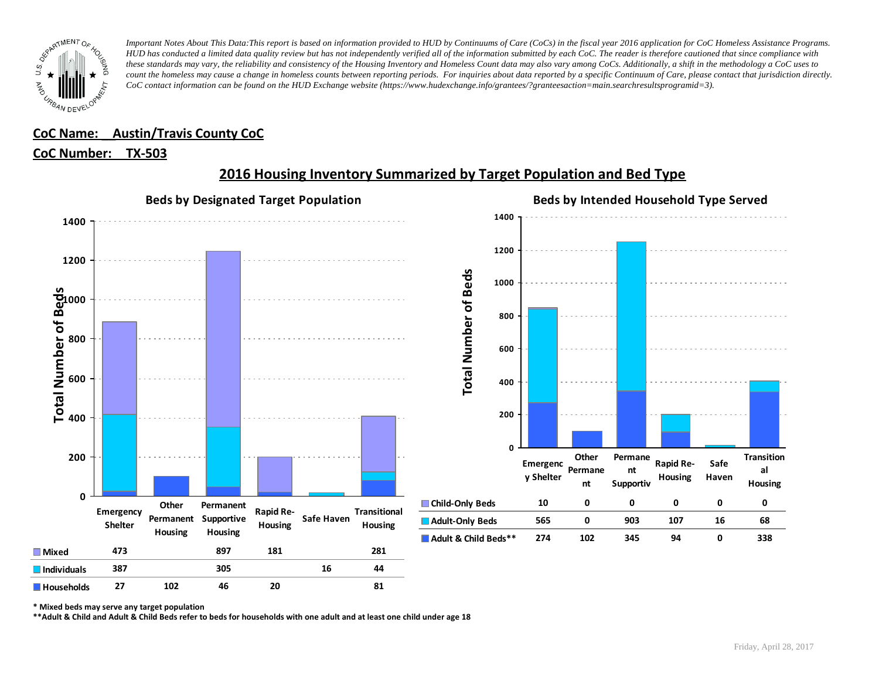*Important Notes About This Data:This report is based on information provided to HUD by Continuums of Care (CoCs) in the fiscal year 2016 application for CoC Homeless Assistance Programs. HUD has conducted a limited data quality review but has not independently verified all of the information submitted by each CoC. The reader is therefore cautioned that since compliance with these standards may vary, the reliability and consistency of the Housing Inventory and Homeless Count data may also vary among CoCs. Additionally, a shift in the methodology a CoC uses to count the homeless may cause a change in homeless counts between reporting periods. For inquiries about data reported by a specific Continuum of Care, please contact that jurisdiction directly. CoC contact information can be found on the HUD Exchange website (https://www.hudexchange.info/grantees/?granteesaction=main.searchresultsprogramid=3).*

**CoC Name: Austin/Travis County CoC**

**CoC Number: TX-503**

## 2016 Housing Inventory Summarized by Target Population and Bed Type

### Beds by Designated Target Population

| | Emergency Shelter | Other Permanent Housing | Permanent Supportive Housing | Rapid Re-Housing | Safe Haven | Transitional Housing |
|---|---|---|---|---|---|---|
| Mixed | 473 | | 897 | 181 | | 281 |
| Individuals | 387 | | 305 | | 16 | 44 |
| Households | 27 | 102 | 46 | 20 | | 81 |

### Beds by Intended Household Type Served

| | Emergency Shelter | Other Permanent | Permanent Supportiv | Rapid Re-Housing | Safe Haven | Transitional Housing |
|---|---|---|---|---|---|---|
| Child-Only Beds | 10 | 0 | 0 | 0 | 0 | 0 |
| Adult-Only Beds | 565 | 0 | 903 | 107 | 16 | 68 |
| Adult & Child Beds** | 274 | 102 | 345 | 94 | 0 | 338 |

\* Mixed beds may serve any target population

\*\*Adult & Child and Adult & Child Beds refer to beds for households with one adult and at least one child under age 18

Friday, April 28, 2017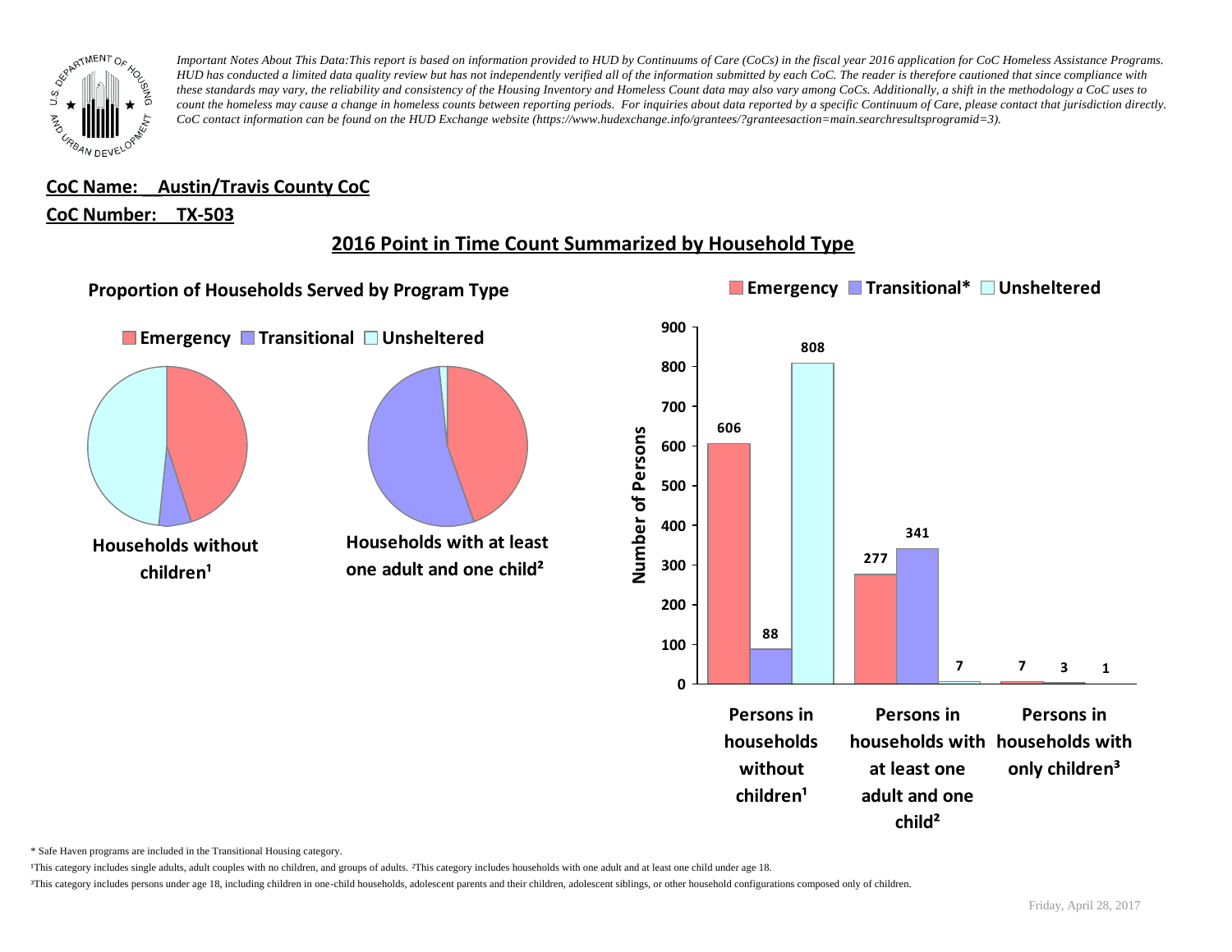*Important Notes About This Data:This report is based on information provided to HUD by Continuums of Care (CoCs) in the fiscal year 2016 application for CoC Homeless Assistance Programs. HUD has conducted a limited data quality review but has not independently verified all of the information submitted by each CoC. The reader is therefore cautioned that since compliance with these standards may vary, the reliability and consistency of the Housing Inventory and Homeless Count data may also vary among CoCs. Additionally, a shift in the methodology a CoC uses to count the homeless may cause a change in homeless counts between reporting periods. For inquiries about data reported by a specific Continuum of Care, please contact that jurisdiction directly. CoC contact information can be found on the HUD Exchange website (https://www.hudexchange.info/grantees/?granteesaction=main.searchresultsprogramid=3).*

**CoC Name: Austin/Travis County CoC**

**CoC Number: TX-503**

## 2016 Point in Time Count Summarized by Household Type

### Proportion of Households Served by Program Type

Emergency | Transitional | Unsheltered

Households without children¹

Households with at least one adult and one child²

Emergency | Transitional* | Unsheltered

| Number of Persons | Emergency | Transitional* | Unsheltered |
| --- | --- | --- | --- |
| Persons in households without children¹ | 606 | 88 | 808 |
| Persons in households with at least one adult and one child² | 277 | 341 | 7 |
| Persons in households with only children³ | 7 | 3 | 1 |

* Safe Haven programs are included in the Transitional Housing category.

¹This category includes single adults, adult couples with no children, and groups of adults. ²This category includes households with one adult and at least one child under age 18.

³This category includes persons under age 18, including children in one-child households, adolescent parents and their children, adolescent siblings, or other household configurations composed only of children.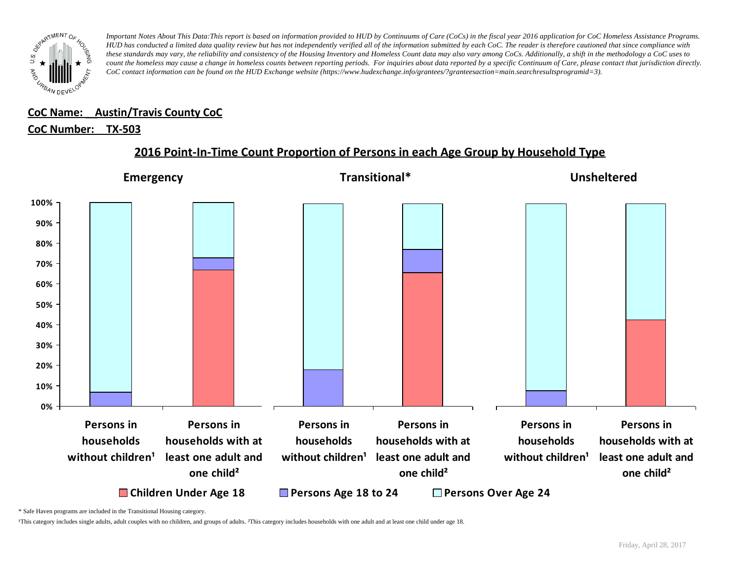*Important Notes About This Data:This report is based on information provided to HUD by Continuums of Care (CoCs) in the fiscal year 2016 application for CoC Homeless Assistance Programs. HUD has conducted a limited data quality review but has not independently verified all of the information submitted by each CoC. The reader is therefore cautioned that since compliance with these standards may vary, the reliability and consistency of the Housing Inventory and Homeless Count data may also vary among CoCs. Additionally, a shift in the methodology a CoC uses to count the homeless may cause a change in homeless counts between reporting periods. For inquiries about data reported by a specific Continuum of Care, please contact that jurisdiction directly. CoC contact information can be found on the HUD Exchange website (https://www.hudexchange.info/grantees/?granteesaction=main.searchresultsprogramid=3).*

**CoC Name: Austin/Travis County CoC**

**CoC Number: TX-503**

## 2016 Point-In-Time Count Proportion of Persons in each Age Group by Household Type

**Emergency** | **Transitional*** | **Unsheltered**

100% | 90% | 80% | 70% | 60% | 50% | 40% | 30% | 20% | 10% | 0%

Persons in households without children¹ | Persons in households with at least one adult and one child²

■ Children Under Age 18 ■ Persons Age 18 to 24 □ Persons Over Age 24

\* Safe Haven programs are included in the Transitional Housing category.

¹This category includes single adults, adult couples with no children, and groups of adults. ²This category includes households with one adult and at least one child under age 18.

Friday, April 28, 2017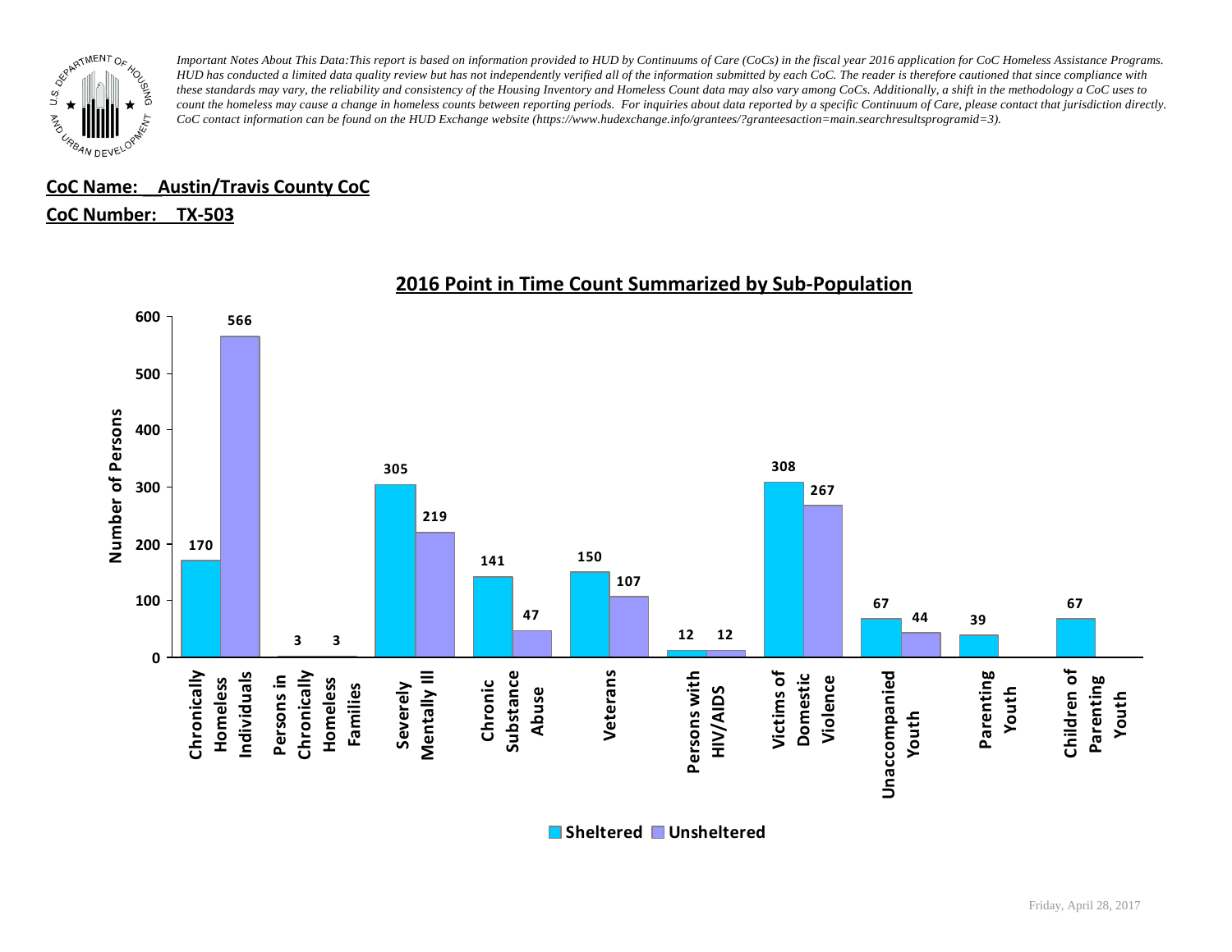*Important Notes About This Data:This report is based on information provided to HUD by Continuums of Care (CoCs) in the fiscal year 2016 application for CoC Homeless Assistance Programs. HUD has conducted a limited data quality review but has not independently verified all of the information submitted by each CoC. The reader is therefore cautioned that since compliance with these standards may vary, the reliability and consistency of the Housing Inventory and Homeless Count data may also vary among CoCs. Additionally, a shift in the methodology a CoC uses to count the homeless may cause a change in homeless counts between reporting periods. For inquiries about data reported by a specific Continuum of Care, please contact that jurisdiction directly. CoC contact information can be found on the HUD Exchange website (https://www.hudexchange.info/grantees/?granteesaction=main.searchresultsprogramid=3).*

**CoC Name: Austin/Travis County CoC**

**CoC Number: TX-503**

## 2016 Point in Time Count Summarized by Sub-Population

Number of Persons

0
100
200
300
400
500
600

170
566
3
3
305
219
141
47
150
107
12
12
308
267
67
44
39
67

Chronically Homeless Individuals
Persons in Chronically Homeless Families
Severely Mentally Ill
Chronic Substance Abuse
Veterans
Persons with HIV/AIDS
Victims of Domestic Violence
Unaccompanied Youth
Parenting Youth
Children of Parenting Youth

Sheltered
Unsheltered

Friday, April 28, 2017